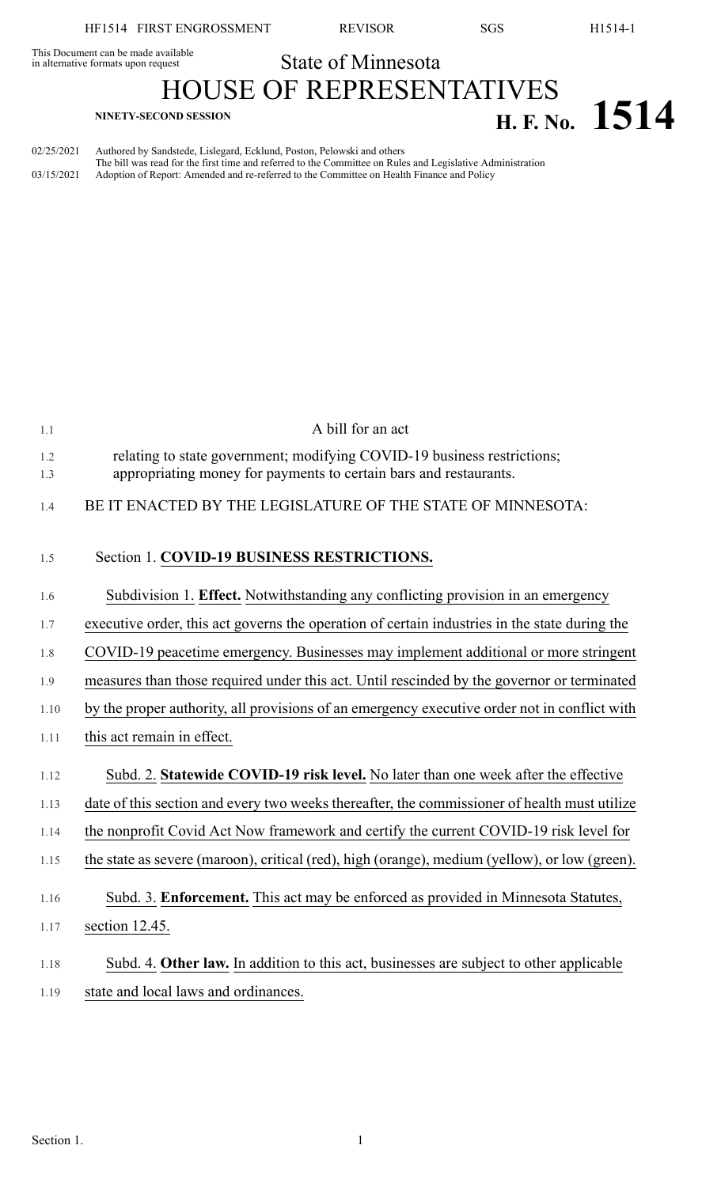This Document can be made available in alternative formats upon request

State of Minnesota

# HOUSE OF REPRESENTATIVES

**NINETY-SECOND SESSION**

# H. F. No. 1514

02/25/2021 Authored by Sandstede, Lislegard, Ecklund, Poston, Pelowski and others
The bill was read for the first time and referred to the Committee on Rules and Legislative Administration
03/15/2021 Adoption of Report: Amended and re-referred to the Committee on Health Finance and Policy

A bill for an act

relating to state government; modifying COVID-19 business restrictions; appropriating money for payments to certain bars and restaurants.

BE IT ENACTED BY THE LEGISLATURE OF THE STATE OF MINNESOTA:

Section 1. **COVID-19 BUSINESS RESTRICTIONS.**

Subdivision 1. **Effect.** Notwithstanding any conflicting provision in an emergency executive order, this act governs the operation of certain industries in the state during the COVID-19 peacetime emergency. Businesses may implement additional or more stringent measures than those required under this act. Until rescinded by the governor or terminated by the proper authority, all provisions of an emergency executive order not in conflict with this act remain in effect.

Subd. 2. **Statewide COVID-19 risk level.** No later than one week after the effective date of this section and every two weeks thereafter, the commissioner of health must utilize the nonprofit Covid Act Now framework and certify the current COVID-19 risk level for the state as severe (maroon), critical (red), high (orange), medium (yellow), or low (green).

Subd. 3. **Enforcement.** This act may be enforced as provided in Minnesota Statutes, section 12.45.

Subd. 4. **Other law.** In addition to this act, businesses are subject to other applicable state and local laws and ordinances.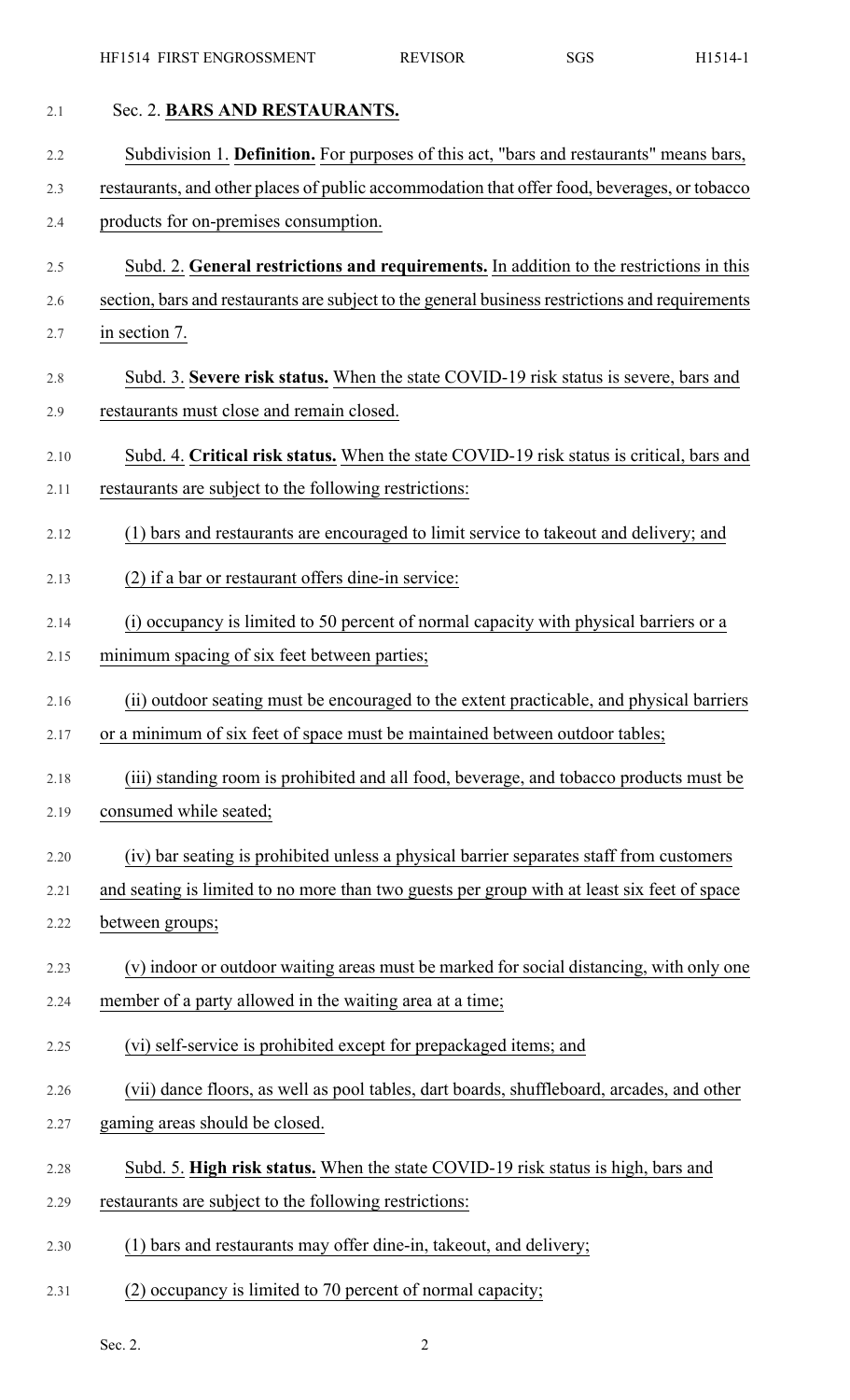## Sec. 2. **BARS AND RESTAURANTS.**

Subdivision 1. **Definition.** For purposes of this act, "bars and restaurants" means bars, restaurants, and other places of public accommodation that offer food, beverages, or tobacco products for on-premises consumption.

Subd. 2. **General restrictions and requirements.** In addition to the restrictions in this section, bars and restaurants are subject to the general business restrictions and requirements in section 7.

Subd. 3. **Severe risk status.** When the state COVID-19 risk status is severe, bars and restaurants must close and remain closed.

Subd. 4. **Critical risk status.** When the state COVID-19 risk status is critical, bars and restaurants are subject to the following restrictions:

(1) bars and restaurants are encouraged to limit service to takeout and delivery; and

(2) if a bar or restaurant offers dine-in service:

(i) occupancy is limited to 50 percent of normal capacity with physical barriers or a minimum spacing of six feet between parties;

(ii) outdoor seating must be encouraged to the extent practicable, and physical barriers or a minimum of six feet of space must be maintained between outdoor tables;

(iii) standing room is prohibited and all food, beverage, and tobacco products must be consumed while seated;

(iv) bar seating is prohibited unless a physical barrier separates staff from customers and seating is limited to no more than two guests per group with at least six feet of space between groups;

(v) indoor or outdoor waiting areas must be marked for social distancing, with only one member of a party allowed in the waiting area at a time;

(vi) self-service is prohibited except for prepackaged items; and

(vii) dance floors, as well as pool tables, dart boards, shuffleboard, arcades, and other gaming areas should be closed.

Subd. 5. **High risk status.** When the state COVID-19 risk status is high, bars and restaurants are subject to the following restrictions:

(1) bars and restaurants may offer dine-in, takeout, and delivery;

(2) occupancy is limited to 70 percent of normal capacity;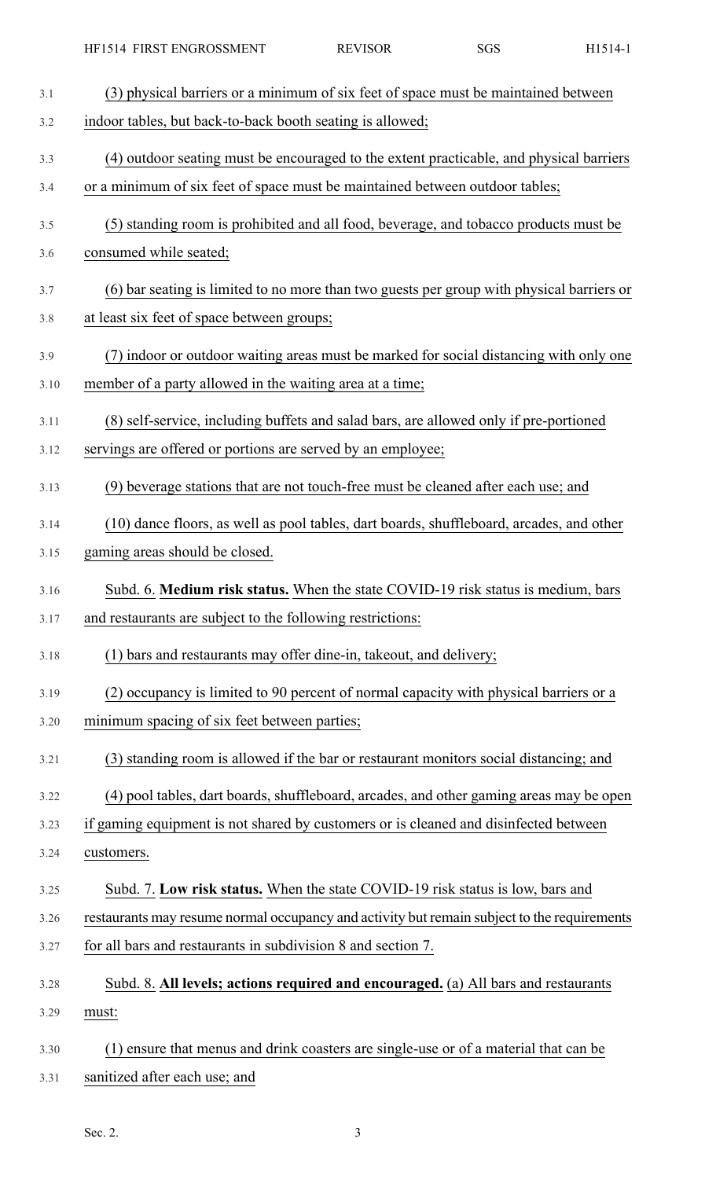(3) physical barriers or a minimum of six feet of space must be maintained between indoor tables, but back-to-back booth seating is allowed;

(4) outdoor seating must be encouraged to the extent practicable, and physical barriers or a minimum of six feet of space must be maintained between outdoor tables;

(5) standing room is prohibited and all food, beverage, and tobacco products must be consumed while seated;

(6) bar seating is limited to no more than two guests per group with physical barriers or at least six feet of space between groups;

(7) indoor or outdoor waiting areas must be marked for social distancing with only one member of a party allowed in the waiting area at a time;

(8) self-service, including buffets and salad bars, are allowed only if pre-portioned servings are offered or portions are served by an employee;

(9) beverage stations that are not touch-free must be cleaned after each use; and

(10) dance floors, as well as pool tables, dart boards, shuffleboard, arcades, and other gaming areas should be closed.

Subd. 6. **Medium risk status.** When the state COVID-19 risk status is medium, bars and restaurants are subject to the following restrictions:

(1) bars and restaurants may offer dine-in, takeout, and delivery;

(2) occupancy is limited to 90 percent of normal capacity with physical barriers or a minimum spacing of six feet between parties;

(3) standing room is allowed if the bar or restaurant monitors social distancing; and

(4) pool tables, dart boards, shuffleboard, arcades, and other gaming areas may be open if gaming equipment is not shared by customers or is cleaned and disinfected between customers.

Subd. 7. **Low risk status.** When the state COVID-19 risk status is low, bars and restaurants may resume normal occupancy and activity but remain subject to the requirements for all bars and restaurants in subdivision 8 and section 7.

Subd. 8. **All levels; actions required and encouraged.** (a) All bars and restaurants must:

(1) ensure that menus and drink coasters are single-use or of a material that can be sanitized after each use; and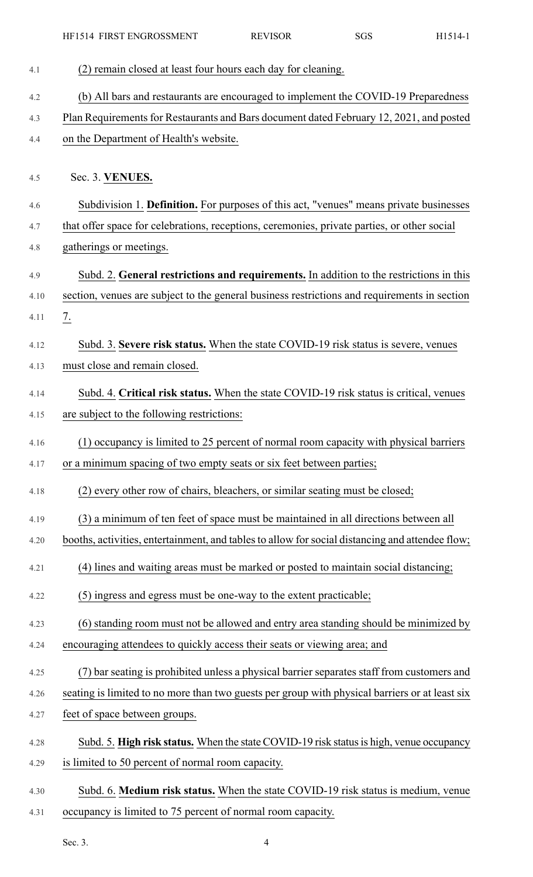(2) remain closed at least four hours each day for cleaning.

(b) All bars and restaurants are encouraged to implement the COVID-19 Preparedness Plan Requirements for Restaurants and Bars document dated February 12, 2021, and posted on the Department of Health's website.

Sec. 3. **VENUES.**

Subdivision 1. **Definition.** For purposes of this act, "venues" means private businesses that offer space for celebrations, receptions, ceremonies, private parties, or other social gatherings or meetings.

Subd. 2. **General restrictions and requirements.** In addition to the restrictions in this section, venues are subject to the general business restrictions and requirements in section 7.

Subd. 3. **Severe risk status.** When the state COVID-19 risk status is severe, venues must close and remain closed.

Subd. 4. **Critical risk status.** When the state COVID-19 risk status is critical, venues are subject to the following restrictions:

(1) occupancy is limited to 25 percent of normal room capacity with physical barriers or a minimum spacing of two empty seats or six feet between parties;

(2) every other row of chairs, bleachers, or similar seating must be closed;

(3) a minimum of ten feet of space must be maintained in all directions between all booths, activities, entertainment, and tables to allow for social distancing and attendee flow;

(4) lines and waiting areas must be marked or posted to maintain social distancing;

(5) ingress and egress must be one-way to the extent practicable;

(6) standing room must not be allowed and entry area standing should be minimized by encouraging attendees to quickly access their seats or viewing area; and

(7) bar seating is prohibited unless a physical barrier separates staff from customers and seating is limited to no more than two guests per group with physical barriers or at least six feet of space between groups.

Subd. 5. **High risk status.** When the state COVID-19 risk status is high, venue occupancy is limited to 50 percent of normal room capacity.

Subd. 6. **Medium risk status.** When the state COVID-19 risk status is medium, venue occupancy is limited to 75 percent of normal room capacity.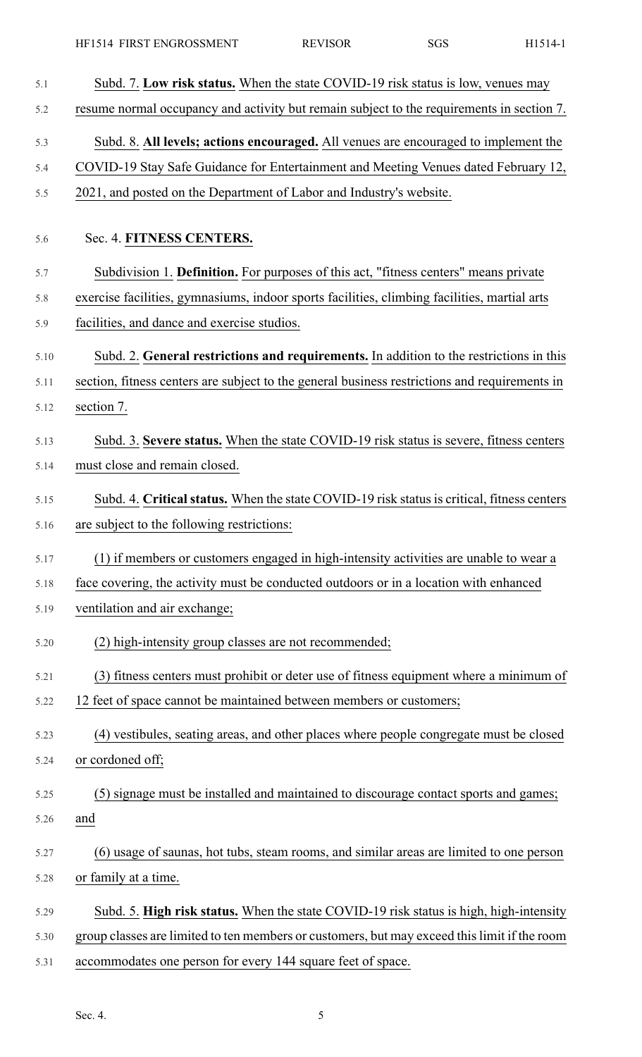Subd. 7. **Low risk status.** When the state COVID-19 risk status is low, venues may resume normal occupancy and activity but remain subject to the requirements in section 7.

Subd. 8. **All levels; actions encouraged.** All venues are encouraged to implement the COVID-19 Stay Safe Guidance for Entertainment and Meeting Venues dated February 12, 2021, and posted on the Department of Labor and Industry's website.

## Sec. 4. FITNESS CENTERS.

Subdivision 1. **Definition.** For purposes of this act, "fitness centers" means private exercise facilities, gymnasiums, indoor sports facilities, climbing facilities, martial arts facilities, and dance and exercise studios.

Subd. 2. **General restrictions and requirements.** In addition to the restrictions in this section, fitness centers are subject to the general business restrictions and requirements in section 7.

Subd. 3. **Severe status.** When the state COVID-19 risk status is severe, fitness centers must close and remain closed.

Subd. 4. **Critical status.** When the state COVID-19 risk status is critical, fitness centers are subject to the following restrictions:

(1) if members or customers engaged in high-intensity activities are unable to wear a face covering, the activity must be conducted outdoors or in a location with enhanced ventilation and air exchange;

(2) high-intensity group classes are not recommended;

(3) fitness centers must prohibit or deter use of fitness equipment where a minimum of 12 feet of space cannot be maintained between members or customers;

(4) vestibules, seating areas, and other places where people congregate must be closed or cordoned off;

(5) signage must be installed and maintained to discourage contact sports and games; and

(6) usage of saunas, hot tubs, steam rooms, and similar areas are limited to one person or family at a time.

Subd. 5. **High risk status.** When the state COVID-19 risk status is high, high-intensity group classes are limited to ten members or customers, but may exceed this limit if the room accommodates one person for every 144 square feet of space.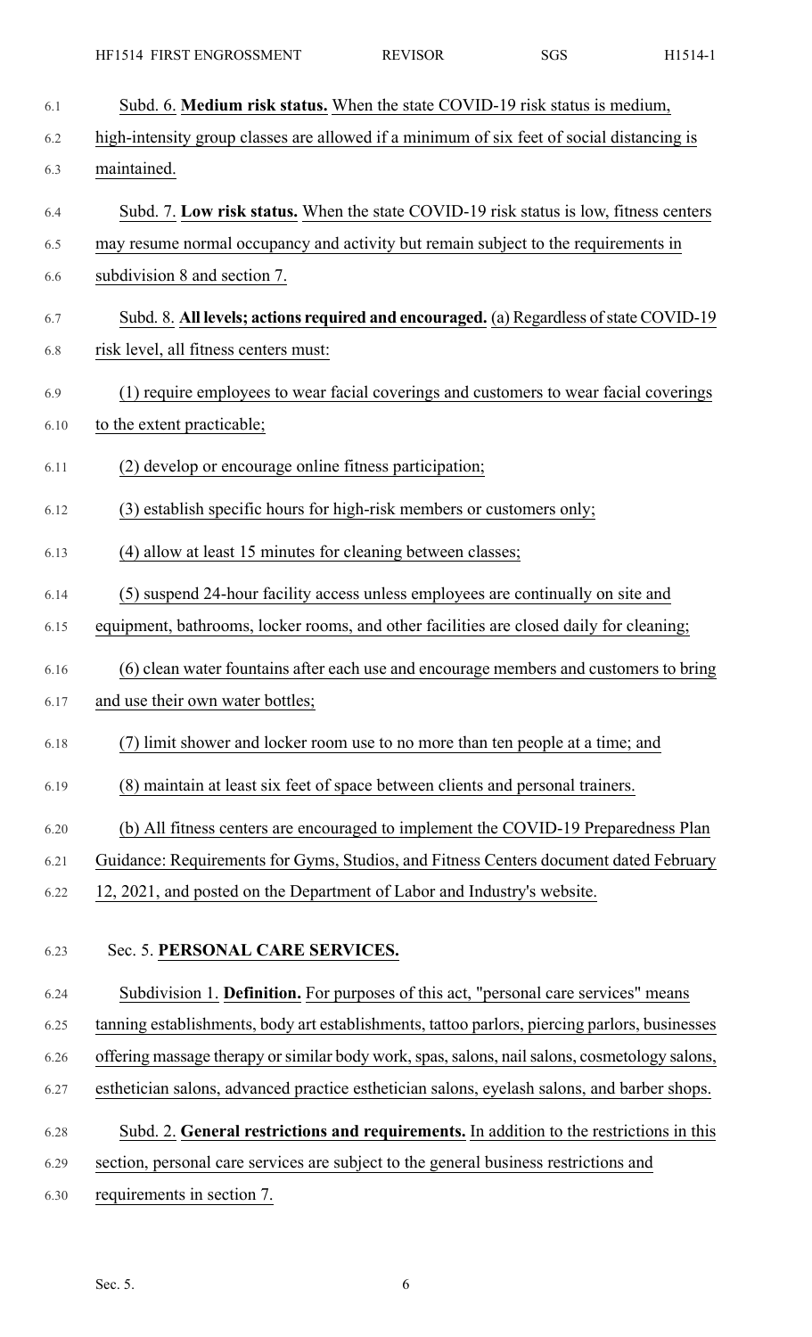Subd. 6. **Medium risk status.** When the state COVID-19 risk status is medium, high-intensity group classes are allowed if a minimum of six feet of social distancing is maintained.

Subd. 7. **Low risk status.** When the state COVID-19 risk status is low, fitness centers may resume normal occupancy and activity but remain subject to the requirements in subdivision 8 and section 7.

Subd. 8. **All levels; actions required and encouraged.** (a) Regardless of state COVID-19 risk level, all fitness centers must:

(1) require employees to wear facial coverings and customers to wear facial coverings to the extent practicable;

(2) develop or encourage online fitness participation;

(3) establish specific hours for high-risk members or customers only;

(4) allow at least 15 minutes for cleaning between classes;

(5) suspend 24-hour facility access unless employees are continually on site and equipment, bathrooms, locker rooms, and other facilities are closed daily for cleaning;

(6) clean water fountains after each use and encourage members and customers to bring and use their own water bottles;

(7) limit shower and locker room use to no more than ten people at a time; and

(8) maintain at least six feet of space between clients and personal trainers.

(b) All fitness centers are encouraged to implement the COVID-19 Preparedness Plan Guidance: Requirements for Gyms, Studios, and Fitness Centers document dated February 12, 2021, and posted on the Department of Labor and Industry's website.

Sec. 5. **PERSONAL CARE SERVICES.**

Subdivision 1. **Definition.** For purposes of this act, "personal care services" means tanning establishments, body art establishments, tattoo parlors, piercing parlors, businesses offering massage therapy or similar body work, spas, salons, nail salons, cosmetology salons, esthetician salons, advanced practice esthetician salons, eyelash salons, and barber shops.

Subd. 2. **General restrictions and requirements.** In addition to the restrictions in this section, personal care services are subject to the general business restrictions and requirements in section 7.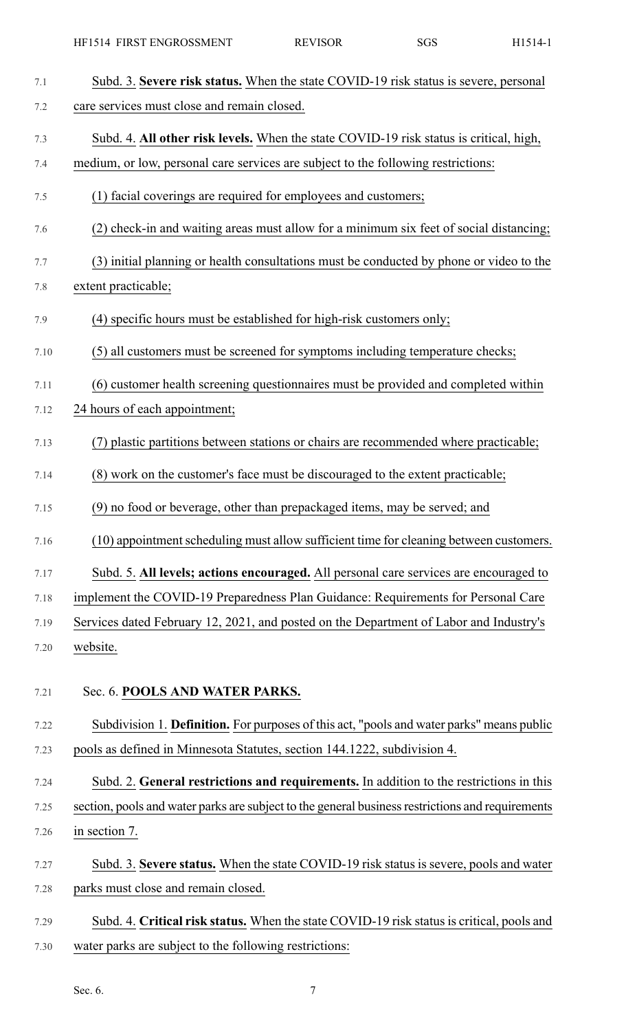Subd. 3. **Severe risk status.** When the state COVID-19 risk status is severe, personal care services must close and remain closed.

Subd. 4. **All other risk levels.** When the state COVID-19 risk status is critical, high, medium, or low, personal care services are subject to the following restrictions:

(1) facial coverings are required for employees and customers;

(2) check-in and waiting areas must allow for a minimum six feet of social distancing;

(3) initial planning or health consultations must be conducted by phone or video to the extent practicable;

(4) specific hours must be established for high-risk customers only;

(5) all customers must be screened for symptoms including temperature checks;

(6) customer health screening questionnaires must be provided and completed within 24 hours of each appointment;

(7) plastic partitions between stations or chairs are recommended where practicable;

(8) work on the customer's face must be discouraged to the extent practicable;

(9) no food or beverage, other than prepackaged items, may be served; and

(10) appointment scheduling must allow sufficient time for cleaning between customers.

Subd. 5. **All levels; actions encouraged.** All personal care services are encouraged to implement the COVID-19 Preparedness Plan Guidance: Requirements for Personal Care Services dated February 12, 2021, and posted on the Department of Labor and Industry's website.

Sec. 6. **POOLS AND WATER PARKS.**

Subdivision 1. **Definition.** For purposes of this act, "pools and water parks" means public pools as defined in Minnesota Statutes, section 144.1222, subdivision 4.

Subd. 2. **General restrictions and requirements.** In addition to the restrictions in this section, pools and water parks are subject to the general business restrictions and requirements in section 7.

Subd. 3. **Severe status.** When the state COVID-19 risk status is severe, pools and water parks must close and remain closed.

Subd. 4. **Critical risk status.** When the state COVID-19 risk status is critical, pools and water parks are subject to the following restrictions: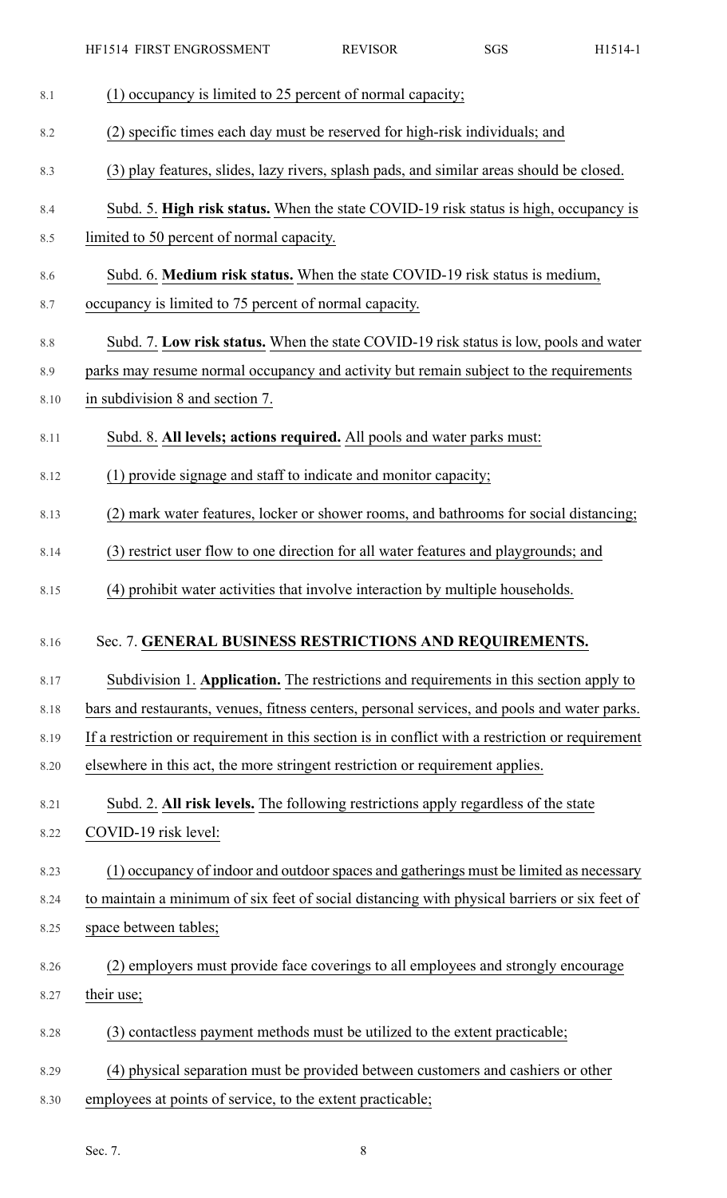(1) occupancy is limited to 25 percent of normal capacity;

(2) specific times each day must be reserved for high-risk individuals; and

(3) play features, slides, lazy rivers, splash pads, and similar areas should be closed.

Subd. 5. **High risk status.** When the state COVID-19 risk status is high, occupancy is limited to 50 percent of normal capacity.

Subd. 6. **Medium risk status.** When the state COVID-19 risk status is medium, occupancy is limited to 75 percent of normal capacity.

Subd. 7. **Low risk status.** When the state COVID-19 risk status is low, pools and water parks may resume normal occupancy and activity but remain subject to the requirements in subdivision 8 and section 7.

Subd. 8. **All levels; actions required.** All pools and water parks must:

(1) provide signage and staff to indicate and monitor capacity;

(2) mark water features, locker or shower rooms, and bathrooms for social distancing;

(3) restrict user flow to one direction for all water features and playgrounds; and

(4) prohibit water activities that involve interaction by multiple households.

Sec. 7. **GENERAL BUSINESS RESTRICTIONS AND REQUIREMENTS.**

Subdivision 1. **Application.** The restrictions and requirements in this section apply to bars and restaurants, venues, fitness centers, personal services, and pools and water parks. If a restriction or requirement in this section is in conflict with a restriction or requirement elsewhere in this act, the more stringent restriction or requirement applies.

Subd. 2. **All risk levels.** The following restrictions apply regardless of the state COVID-19 risk level:

(1) occupancy of indoor and outdoor spaces and gatherings must be limited as necessary to maintain a minimum of six feet of social distancing with physical barriers or six feet of space between tables;

(2) employers must provide face coverings to all employees and strongly encourage their use;

(3) contactless payment methods must be utilized to the extent practicable;

(4) physical separation must be provided between customers and cashiers or other employees at points of service, to the extent practicable;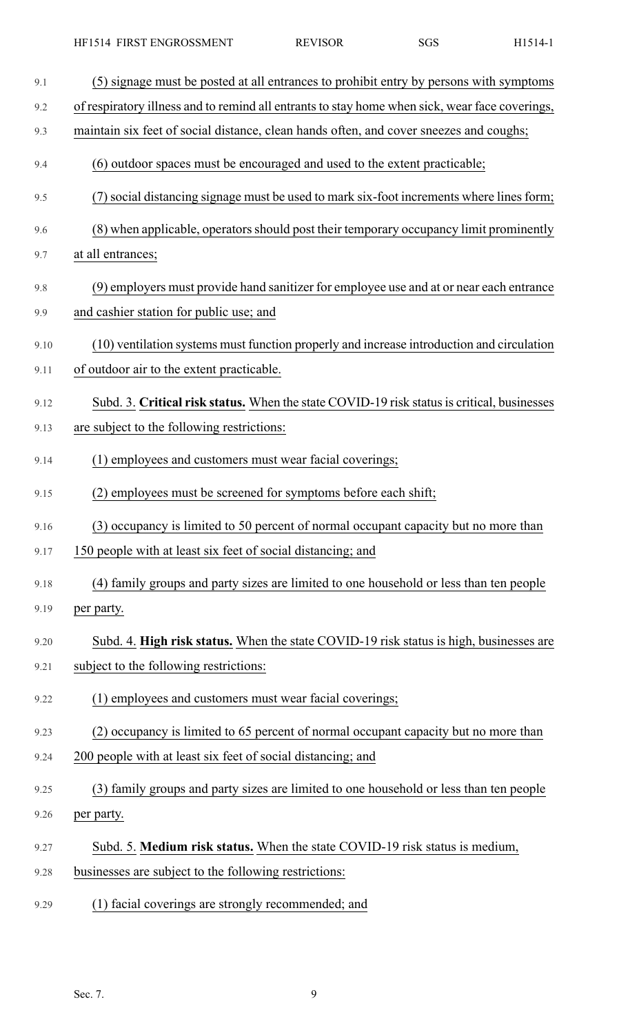(5) signage must be posted at all entrances to prohibit entry by persons with symptoms of respiratory illness and to remind all entrants to stay home when sick, wear face coverings, maintain six feet of social distance, clean hands often, and cover sneezes and coughs;

(6) outdoor spaces must be encouraged and used to the extent practicable;

(7) social distancing signage must be used to mark six-foot increments where lines form;

(8) when applicable, operators should post their temporary occupancy limit prominently at all entrances;

(9) employers must provide hand sanitizer for employee use and at or near each entrance and cashier station for public use; and

(10) ventilation systems must function properly and increase introduction and circulation of outdoor air to the extent practicable.

Subd. 3. **Critical risk status.** When the state COVID-19 risk status is critical, businesses are subject to the following restrictions:

(1) employees and customers must wear facial coverings;

(2) employees must be screened for symptoms before each shift;

(3) occupancy is limited to 50 percent of normal occupant capacity but no more than 150 people with at least six feet of social distancing; and

(4) family groups and party sizes are limited to one household or less than ten people per party.

Subd. 4. **High risk status.** When the state COVID-19 risk status is high, businesses are subject to the following restrictions:

(1) employees and customers must wear facial coverings;

(2) occupancy is limited to 65 percent of normal occupant capacity but no more than 200 people with at least six feet of social distancing; and

(3) family groups and party sizes are limited to one household or less than ten people per party.

Subd. 5. **Medium risk status.** When the state COVID-19 risk status is medium, businesses are subject to the following restrictions:

(1) facial coverings are strongly recommended; and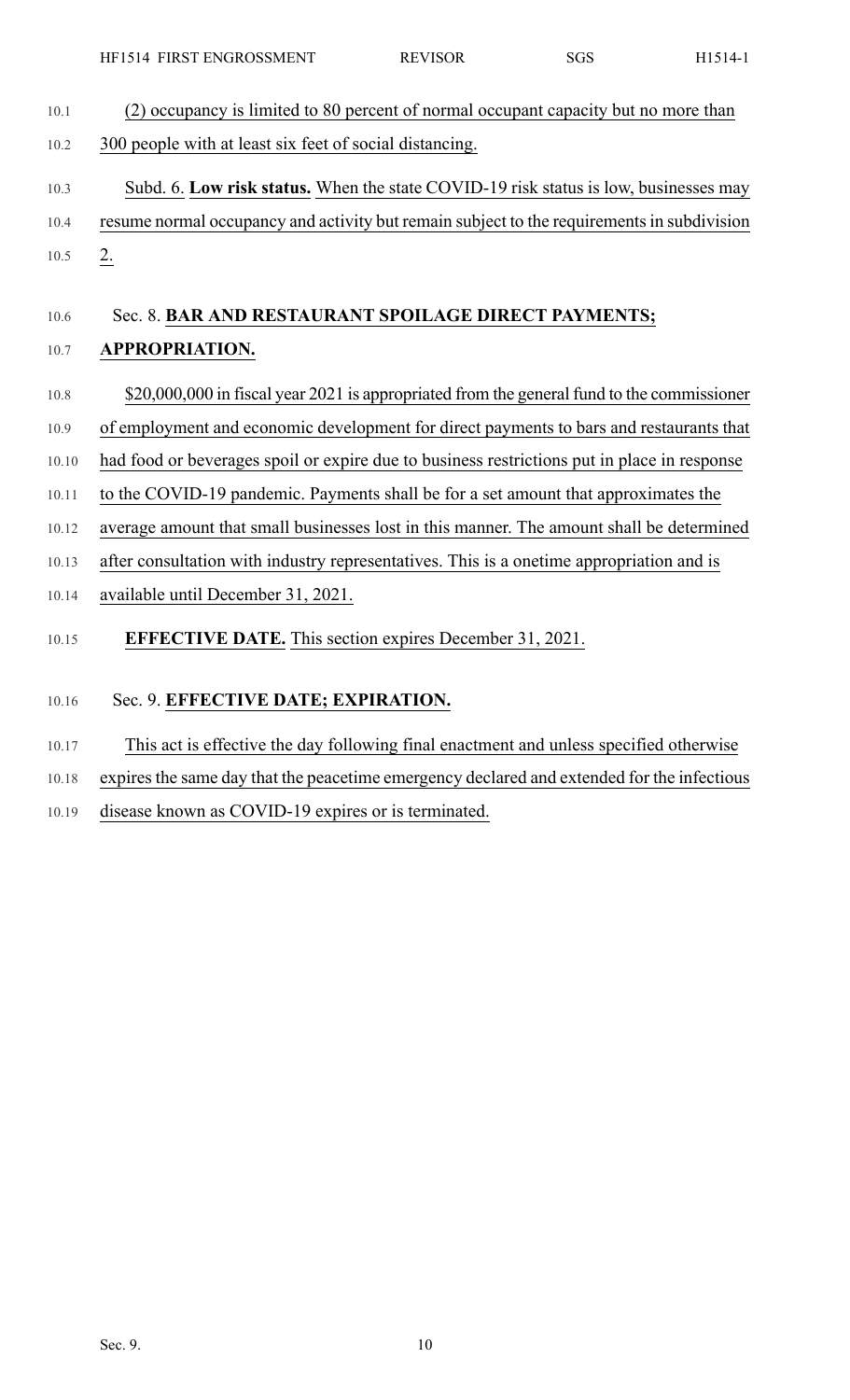(2) occupancy is limited to 80 percent of normal occupant capacity but no more than 300 people with at least six feet of social distancing.

Subd. 6. **Low risk status.** When the state COVID-19 risk status is low, businesses may resume normal occupancy and activity but remain subject to the requirements in subdivision 2.

Sec. 8. **BAR AND RESTAURANT SPOILAGE DIRECT PAYMENTS; APPROPRIATION.**

$20,000,000 in fiscal year 2021 is appropriated from the general fund to the commissioner of employment and economic development for direct payments to bars and restaurants that had food or beverages spoil or expire due to business restrictions put in place in response to the COVID-19 pandemic. Payments shall be for a set amount that approximates the average amount that small businesses lost in this manner. The amount shall be determined after consultation with industry representatives. This is a onetime appropriation and is available until December 31, 2021.

**EFFECTIVE DATE.** This section expires December 31, 2021.

Sec. 9. **EFFECTIVE DATE; EXPIRATION.**

This act is effective the day following final enactment and unless specified otherwise expires the same day that the peacetime emergency declared and extended for the infectious disease known as COVID-19 expires or is terminated.